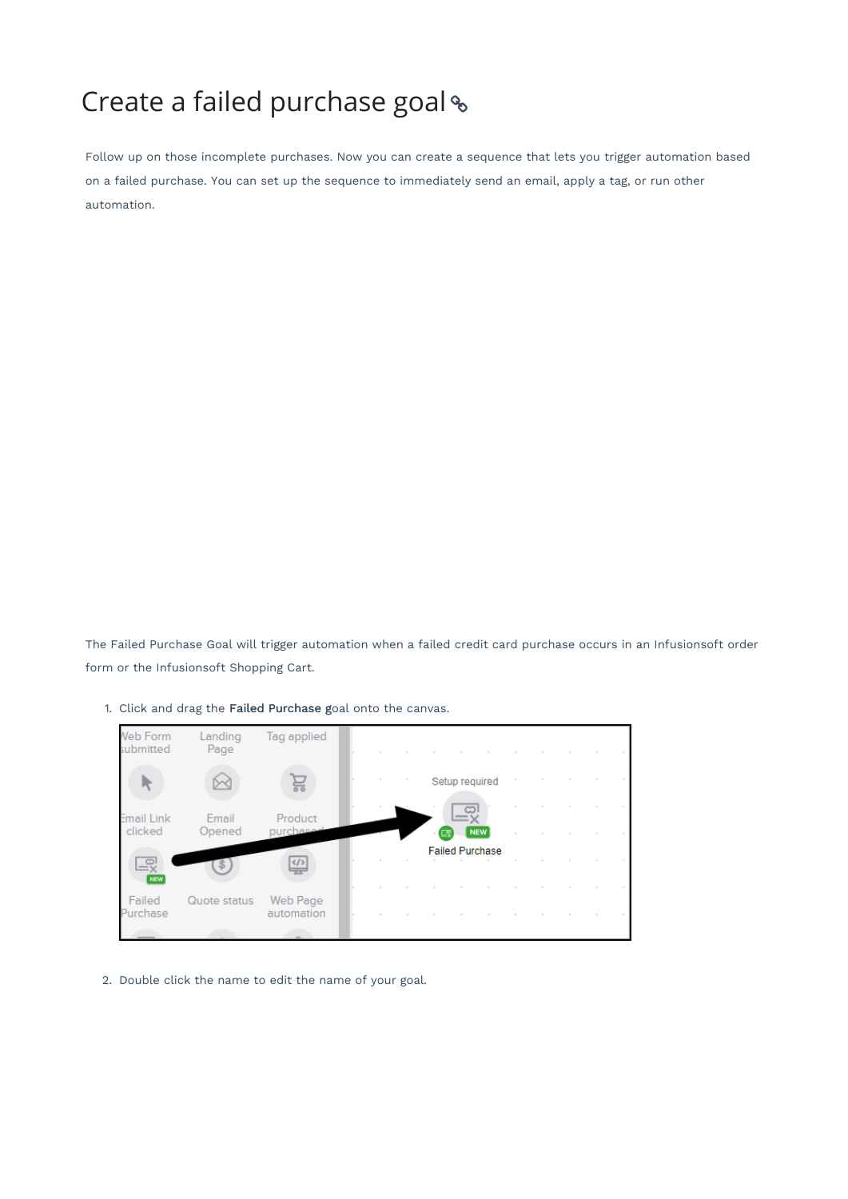# Create a failed purchase goal

Follow up on those incomplete purchases. Now you can create a sequence that lets you trigger automation based on a failed purchase. You can set up the sequence to immediately send an email, apply a tag, or run other automation.

The Failed Purchase Goal will trigger automation when a failed credit card purchase occurs in an Infusionsoft order form or the Infusionsoft Shopping Cart.

1. Click and drag the **Failed Purchase** goal onto the canvas.

2. Double click the name to edit the name of your goal.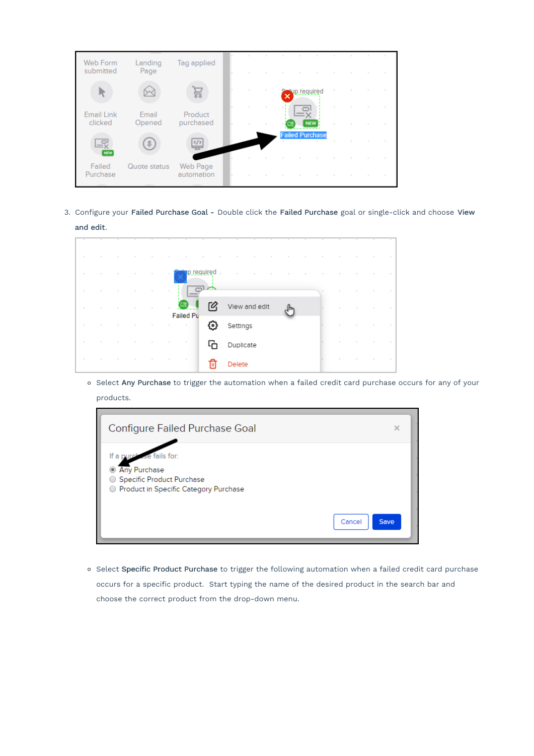3. Configure your **Failed Purchase Goal** - Double click the **Failed Purchase** goal or single-click and choose **View and edit**.

    - Select **Any Purchase** to trigger the automation when a failed credit card purchase occurs for any of your products.
    - Select **Specific Product Purchase** to trigger the following automation when a failed credit card purchase occurs for a specific product. Start typing the name of the desired product in the search bar and choose the correct product from the drop-down menu.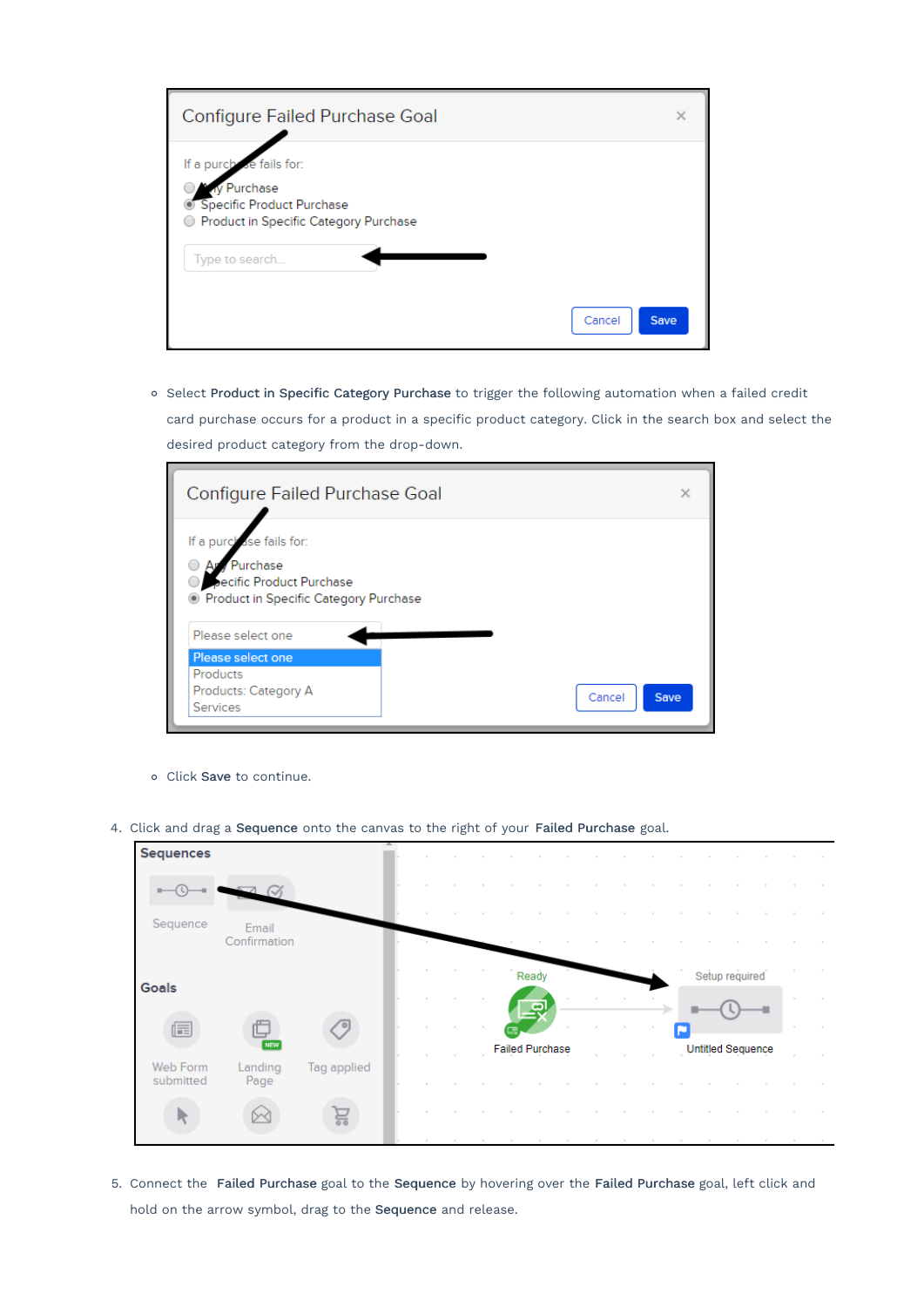- Select **Product in Specific Category Purchase** to trigger the following automation when a failed credit card purchase occurs for a product in a specific product category. Click in the search box and select the desired product category from the drop-down.

- Click **Save** to continue.

4. Click and drag a **Sequence** onto the canvas to the right of your **Failed Purchase** goal.

5. Connect the **Failed Purchase** goal to the **Sequence** by hovering over the **Failed Purchase** goal, left click and hold on the arrow symbol, drag to the **Sequence** and release.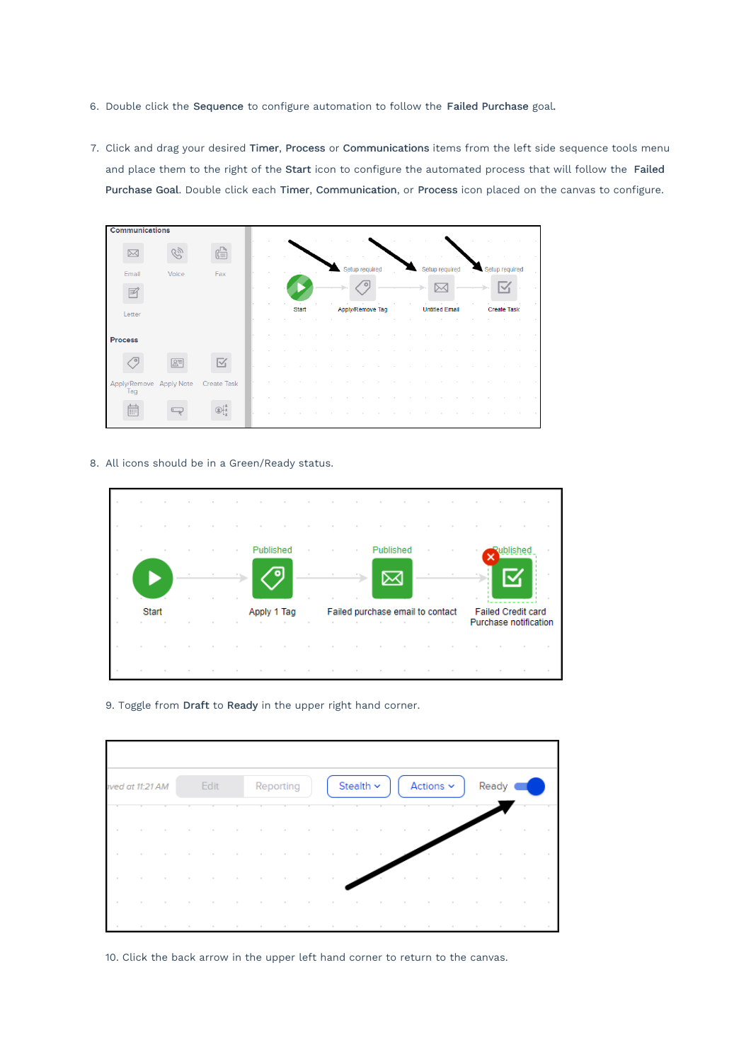6. Double click the **Sequence** to configure automation to follow the **Failed Purchase** goal.

7. Click and drag your desired **Timer**, **Process** or **Communications** items from the left side sequence tools menu and place them to the right of the **Start** icon to configure the automated process that will follow the **Failed Purchase Goal**. Double click each **Timer**, **Communication**, or **Process** icon placed on the canvas to configure.

8. All icons should be in a Green/Ready status.

9. Toggle from **Draft** to **Ready** in the upper right hand corner.

10. Click the back arrow in the upper left hand corner to return to the canvas.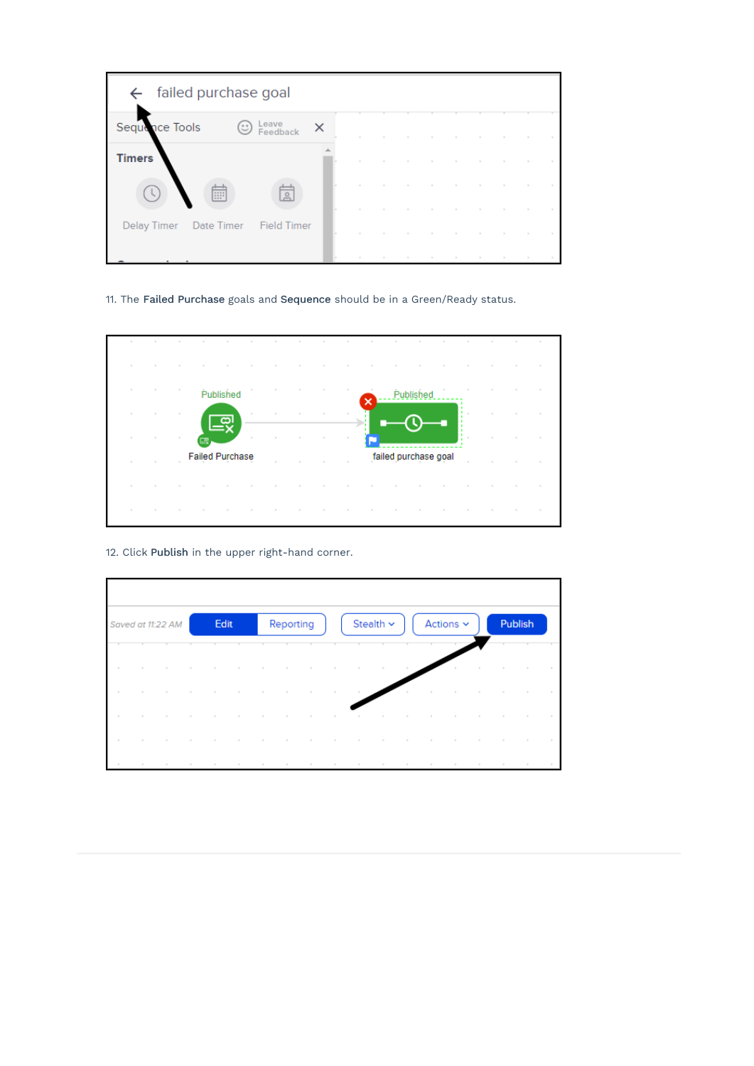11. The **Failed Purchase** goals and **Sequence** should be in a Green/Ready status.

12. Click **Publish** in the upper right-hand corner.